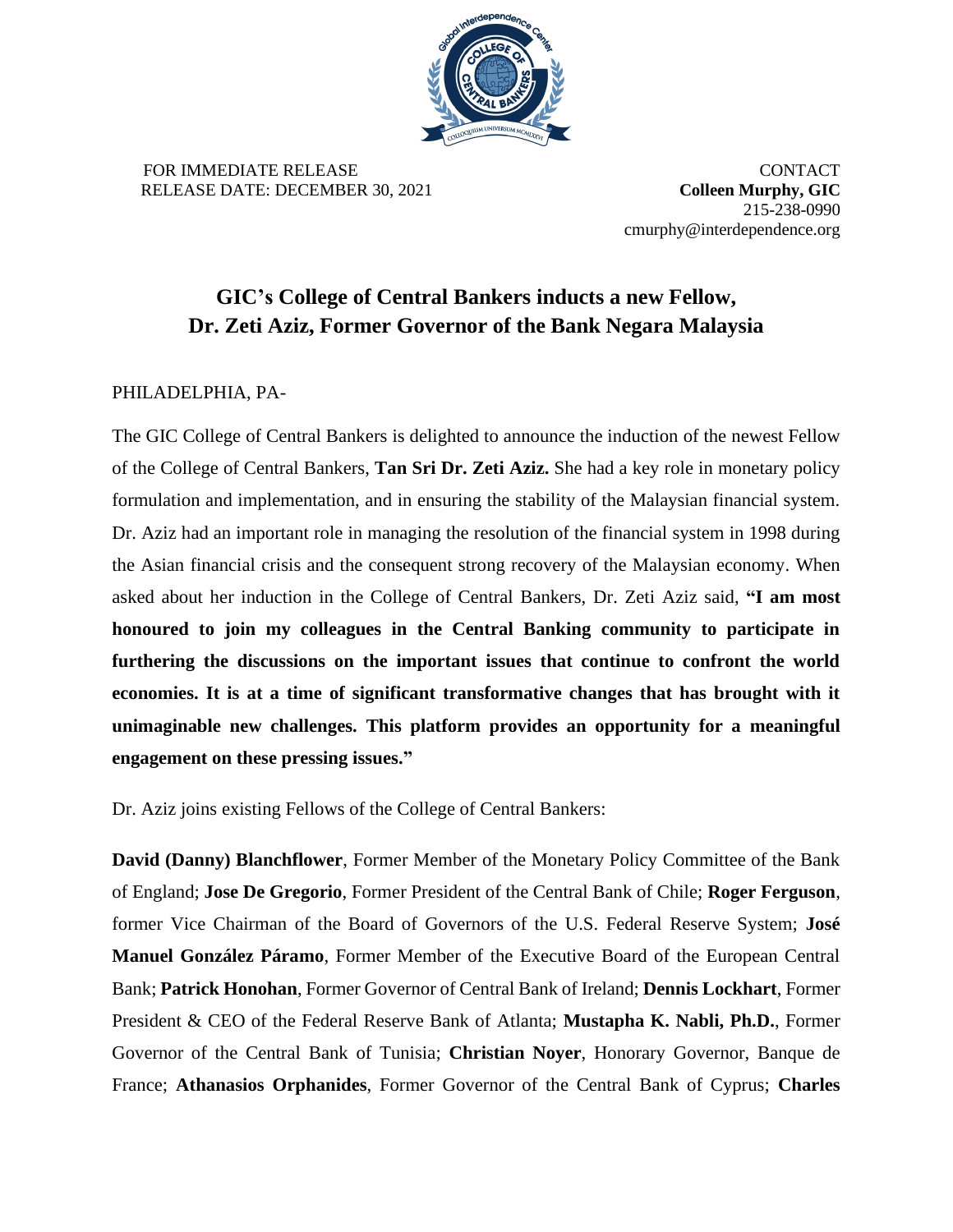FOR IMMEDIATE RELEASE
RELEASE DATE: DECEMBER 30, 2021

CONTACT
**Colleen Murphy, GIC**
215-238-0990
cmurphy@interdependence.org

# GIC's College of Central Bankers inducts a new Fellow, Dr. Zeti Aziz, Former Governor of the Bank Negara Malaysia

PHILADELPHIA, PA-

The GIC College of Central Bankers is delighted to announce the induction of the newest Fellow of the College of Central Bankers, **Tan Sri Dr. Zeti Aziz.** She had a key role in monetary policy formulation and implementation, and in ensuring the stability of the Malaysian financial system. Dr. Aziz had an important role in managing the resolution of the financial system in 1998 during the Asian financial crisis and the consequent strong recovery of the Malaysian economy. When asked about her induction in the College of Central Bankers, Dr. Zeti Aziz said, **"I am most honoured to join my colleagues in the Central Banking community to participate in furthering the discussions on the important issues that continue to confront the world economies. It is at a time of significant transformative changes that has brought with it unimaginable new challenges. This platform provides an opportunity for a meaningful engagement on these pressing issues."**

Dr. Aziz joins existing Fellows of the College of Central Bankers:

**David (Danny) Blanchflower**, Former Member of the Monetary Policy Committee of the Bank of England; **Jose De Gregorio**, Former President of the Central Bank of Chile; **Roger Ferguson**, former Vice Chairman of the Board of Governors of the U.S. Federal Reserve System; **José Manuel González Páramo**, Former Member of the Executive Board of the European Central Bank; **Patrick Honohan**, Former Governor of Central Bank of Ireland; **Dennis Lockhart**, Former President & CEO of the Federal Reserve Bank of Atlanta; **Mustapha K. Nabli, Ph.D.**, Former Governor of the Central Bank of Tunisia; **Christian Noyer**, Honorary Governor, Banque de France; **Athanasios Orphanides**, Former Governor of the Central Bank of Cyprus; **Charles**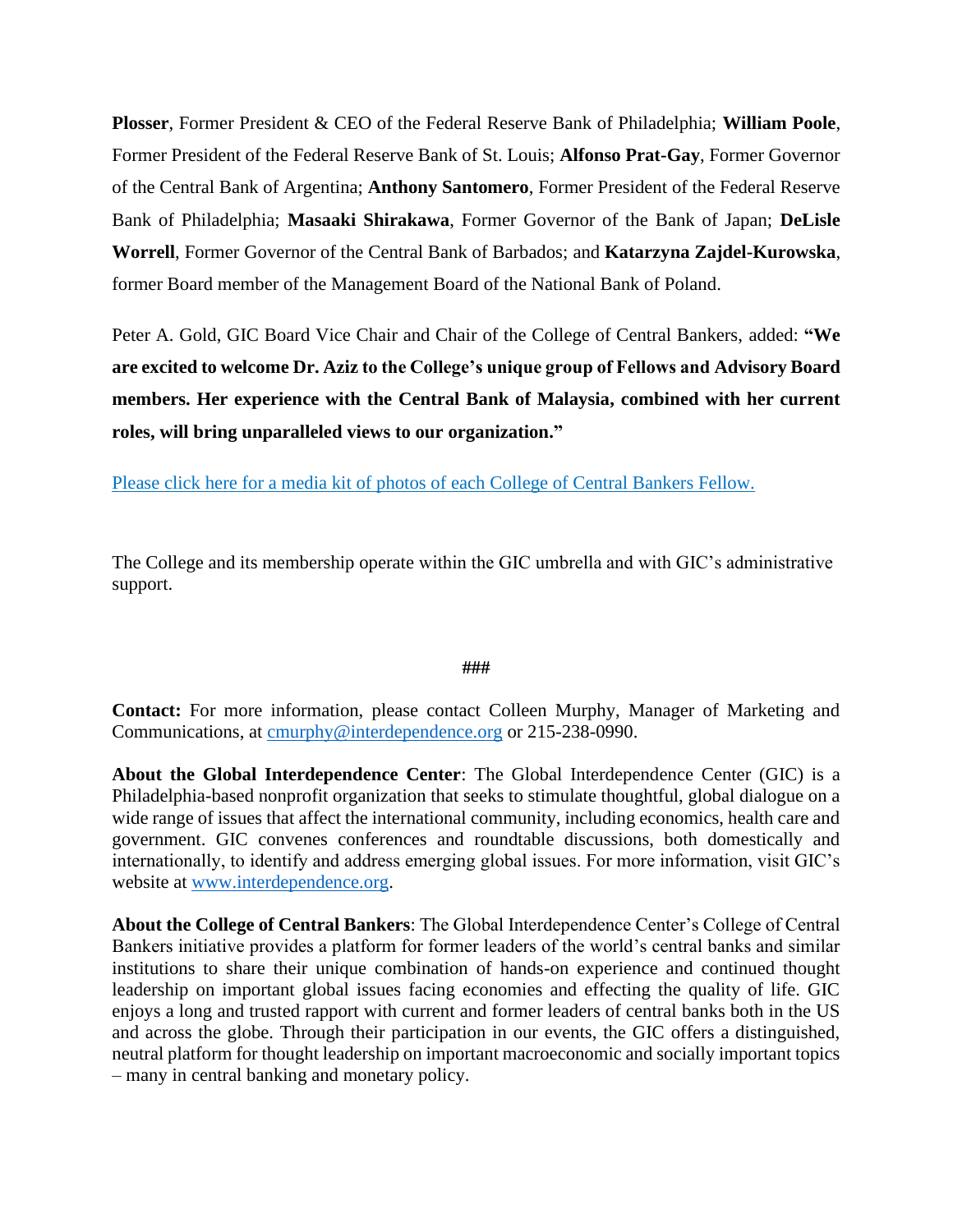**Plosser**, Former President & CEO of the Federal Reserve Bank of Philadelphia; **William Poole**, Former President of the Federal Reserve Bank of St. Louis; **Alfonso Prat-Gay**, Former Governor of the Central Bank of Argentina; **Anthony Santomero**, Former President of the Federal Reserve Bank of Philadelphia; **Masaaki Shirakawa**, Former Governor of the Bank of Japan; **DeLisle Worrell**, Former Governor of the Central Bank of Barbados; and **Katarzyna Zajdel-Kurowska**, former Board member of the Management Board of the National Bank of Poland.

Peter A. Gold, GIC Board Vice Chair and Chair of the College of Central Bankers, added: **"We are excited to welcome Dr. Aziz to the College's unique group of Fellows and Advisory Board members. Her experience with the Central Bank of Malaysia, combined with her current roles, will bring unparalleled views to our organization."**

Please click here for a media kit of photos of each College of Central Bankers Fellow.

The College and its membership operate within the GIC umbrella and with GIC's administrative support.

**###**

**Contact:** For more information, please contact Colleen Murphy, Manager of Marketing and Communications, at cmurphy@interdependence.org or 215-238-0990.

**About the Global Interdependence Center**: The Global Interdependence Center (GIC) is a Philadelphia-based nonprofit organization that seeks to stimulate thoughtful, global dialogue on a wide range of issues that affect the international community, including economics, health care and government. GIC convenes conferences and roundtable discussions, both domestically and internationally, to identify and address emerging global issues. For more information, visit GIC's website at www.interdependence.org.

**About the College of Central Bankers**: The Global Interdependence Center's College of Central Bankers initiative provides a platform for former leaders of the world's central banks and similar institutions to share their unique combination of hands-on experience and continued thought leadership on important global issues facing economies and effecting the quality of life. GIC enjoys a long and trusted rapport with current and former leaders of central banks both in the US and across the globe. Through their participation in our events, the GIC offers a distinguished, neutral platform for thought leadership on important macroeconomic and socially important topics – many in central banking and monetary policy.